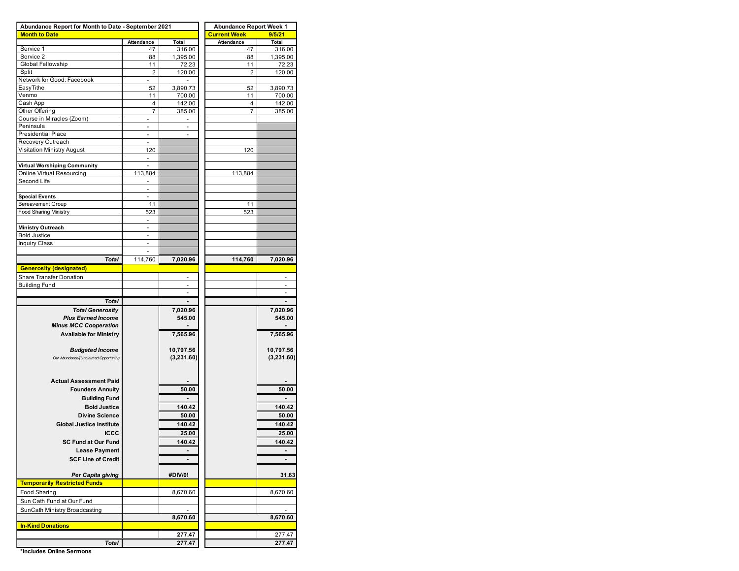| Abundance Report for Month to Date - September 2021 | | | Abundance Report Week 1 | |
|---|---|---|---|---|
| **Month to Date** | | | **Current Week** | **9/5/21** |
| | Attendance | Total | Attendance | Total |
| Service 1 | 47 | 316.00 | 47 | 316.00 |
| Service 2 | 88 | 1,395.00 | 88 | 1,395.00 |
| Global Fellowship | 11 | 72.23 | 11 | 72.23 |
| Split | 2 | 120.00 | 2 | 120.00 |
| Network for Good: Facebook | - | - | | |
| EasyTithe | 52 | 3,890.73 | 52 | 3,890.73 |
| Venmo | 11 | 700.00 | 11 | 700.00 |
| Cash App | 4 | 142.00 | 4 | 142.00 |
| Other Offering | 7 | 385.00 | 7 | 385.00 |
| Course in Miracles (Zoom) | - | - | | |
| Peninsula | - | - | | |
| Presidential Place | - | - | | |
| Recovery Outreach | - | | | |
| Visitation Ministry August | 120 | | 120 | |
| | - | | | |
| **Virtual Worshiping Community** | - | | | |
| Online Virtual Resourcing | 113,884 | | 113,884 | |
| Second Life | - | | | |
| | - | | | |
| **Special Events** | - | | | |
| Bereavement Group | 11 | | 11 | |
| Food Sharing Ministry | 523 | | 523 | |
| | - | | | |
| **Ministry Outreach** | - | | | |
| Bold Justice | - | | | |
| Inquiry Class | - | | | |
| | - | | | |
| ***Total*** | 114,760 | **7,020.96** | **114,760** | **7,020.96** |
| **Generosity (designated)** | | | | |
| Share Transfer Donation | | - | | - |
| Building Fund | | - | | - |
| | | - | | - |
| ***Total*** | | **-** | | **-** |
| ***Total Generosity*** | | **7,020.96** | | **7,020.96** |
| ***Plus Earned Income*** | | **545.00** | | **545.00** |
| ***Minus MCC Cooperation*** | | **-** | | **-** |
| **Available for Ministry** | | **7,565.96** | | **7,565.96** |
| ***Budgeted Income*** | | **10,797.56** | | **10,797.56** |
| *Our Abundance/(Unclaimed Opportunity)* | | **(3,231.60)** | | **(3,231.60)** |
| **Actual Assessment Paid** | | **-** | | **-** |
| **Founders Annuity** | | **50.00** | | **50.00** |
| **Building Fund** | | **-** | | **-** |
| **Bold Justice** | | **140.42** | | **140.42** |
| **Divine Science** | | **50.00** | | **50.00** |
| **Global Justice Institute** | | **140.42** | | **140.42** |
| **ICCC** | | **25.00** | | **25.00** |
| **SC Fund at Our Fund** | | **140.42** | | **140.42** |
| **Lease Payment** | | **-** | | **-** |
| **SCF Line of Credit** | | **-** | | **-** |
| ***Per Capita giving*** | | **#DIV/0!** | | **31.63** |
| **Temporarily Restricted Funds** | | | | |
| Food Sharing | | 8,670.60 | | 8,670.60 |
| Sun Cath Fund at Our Fund | | | | |
| SunCath Ministry Broadcasting | | - | | - |
| | | **8,670.60** | | **8,670.60** |
| **In-Kind Donations** | | | | |
| | | **277.47** | | 277.47 |
| ***Total*** | | **277.47** | | **277.47** |

**\*Includes Online Sermons**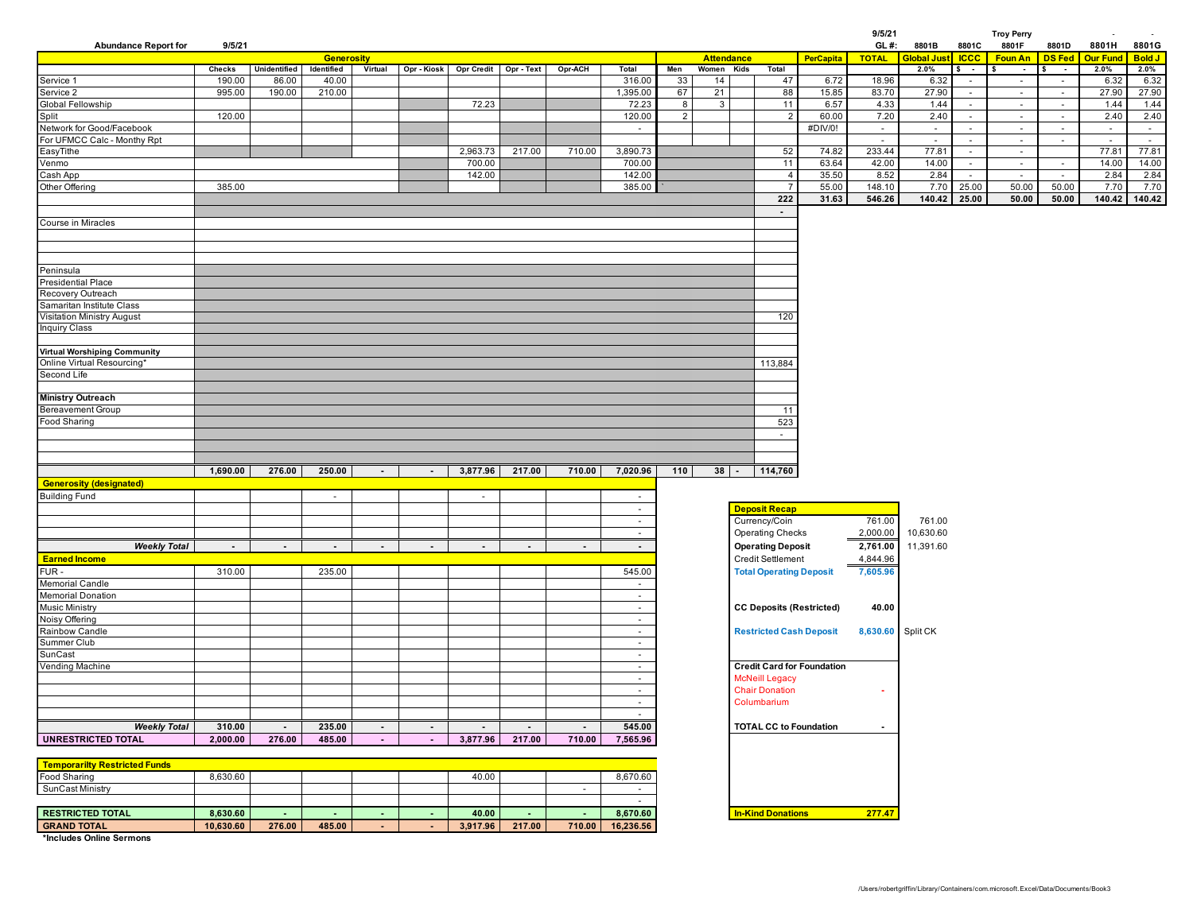**Abundance Report for** 9/5/21

| | Checks | Unidentified | Identified | Virtual | Opr - Kiosk | Opr Credit | Opr - Text | Opr-ACH | Total | Men | Women | Kids | Total | PerCapita | TOTAL | Global Just | ICCC | Foun An | DS Fed | Our Fund | Bold J |
|---|---|---|---|---|---|---|---|---|---|---|---|---|---|---|---|---|---|---|---|---|---|
| | **Generosity** | | | | | | | | | **Attendance** | | | | | 9/5/21 GL #: | 8801B | 8801C | Troy Perry 8801F | 8801D | - 8801H | - 8801G |
| | | | | | | | | | | | | | | | | 2.0% | $ - | $ - | $ - | 2.0% | 2.0% |
| Service 1 | 190.00 | 86.00 | 40.00 | | | | | | 316.00 | 33 | 14 | | 47 | 6.72 | 18.96 | 6.32 | - | - | - | 6.32 | 6.32 |
| Service 2 | 995.00 | 190.00 | 210.00 | | | | | | 1,395.00 | 67 | 21 | | 88 | 15.85 | 83.70 | 27.90 | - | - | - | 27.90 | 27.90 |
| Global Fellowship | | | | | | 72.23 | | | 72.23 | 8 | 3 | | 11 | 6.57 | 4.33 | 1.44 | - | - | - | 1.44 | 1.44 |
| Split | 120.00 | | | | | | | | 120.00 | 2 | | | 2 | 60.00 | 7.20 | 2.40 | - | - | - | 2.40 | 2.40 |
| Network for Good/Facebook | | | | | | | | | - | | | | | #DIV/0! | - | - | - | - | - | - | - |
| For UFMCC Calc - Monthy Rpt | | | | | | | | | | | | | | | - | - | - | - | - | - | - |
| EasyTithe | | | | | | 2,963.73 | 217.00 | 710.00 | 3,890.73 | | | | 52 | 74.82 | 233.44 | 77.81 | - | - | | 77.81 | 77.81 |
| Venmo | | | | | | 700.00 | | | 700.00 | | | | 11 | 63.64 | 42.00 | 14.00 | - | - | - | 14.00 | 14.00 |
| Cash App | | | | | | 142.00 | | | 142.00 | | | | 4 | 35.50 | 8.52 | 2.84 | - | - | - | 2.84 | 2.84 |
| Other Offering | 385.00 | | | | | | | | 385.00 | | | | 7 | 55.00 | 148.10 | 7.70 | 25.00 | 50.00 | 50.00 | 7.70 | 7.70 |
| | | | | | | | | | | | | | **222** | **31.63** | **546.26** | **140.42** | **25.00** | **50.00** | **50.00** | **140.42** | **140.42** |
| | | | | | | | | | | | | | - | | | | | | | | |
| Course in Miracles | | | | | | | | | | | | | | | | | | | | | |
| Peninsula | | | | | | | | | | | | | | | | | | | | | |
| Presidential Place | | | | | | | | | | | | | | | | | | | | | |
| Recovery Outreach | | | | | | | | | | | | | | | | | | | | | |
| Samaritan Institute Class | | | | | | | | | | | | | | | | | | | | | |
| Visitation Ministry August | | | | | | | | | | | | | 120 | | | | | | | | |
| Inquiry Class | | | | | | | | | | | | | | | | | | | | | |
| **Virtual Worshiping Community** | | | | | | | | | | | | | | | | | | | | | |
| Online Virtual Resourcing* | | | | | | | | | | | | | 113,884 | | | | | | | | |
| Second Life | | | | | | | | | | | | | | | | | | | | | |
| **Ministry Outreach** | | | | | | | | | | | | | | | | | | | | | |
| Bereavement Group | | | | | | | | | | | | | 11 | | | | | | | | |
| Food Sharing | | | | | | | | | | | | | 523 | | | | | | | | |
| | | | | | | | | | | | | | - | | | | | | | | |
| | **1,690.00** | **276.00** | **250.00** | **-** | **-** | **3,877.96** | **217.00** | **710.00** | **7,020.96** | **110** | **38** | **-** | **114,760** | | | | | | | | |

| | Checks | Unidentified | Identified | Virtual | Opr - Kiosk | Opr Credit | Opr - Text | Opr-ACH | Total |
|---|---|---|---|---|---|---|---|---|---|
| **Generosity (designated)** | | | | | | | | | |
| Building Fund | | | - | | | - | | | - |
| | | | | | | | | | - |
| | | | | | | | | | - |
| | | | | | | | | | - |
| ***Weekly Total*** | **-** | **-** | **-** | **-** | **-** | **-** | **-** | **-** | **-** |
| **Earned Income** | | | | | | | | | |
| FUR - | 310.00 | | 235.00 | | | | | | 545.00 |
| Memorial Candle | | | | | | | | | - |
| Memorial Donation | | | | | | | | | - |
| Music Ministry | | | | | | | | | - |
| Noisy Offering | | | | | | | | | - |
| Rainbow Candle | | | | | | | | | - |
| Summer Club | | | | | | | | | - |
| SunCast | | | | | | | | | - |
| Vending Machine | | | | | | | | | - |
| | | | | | | | | | - |
| | | | | | | | | | - |
| | | | | | | | | | - |
| | | | | | | | | | - |
| ***Weekly Total*** | **310.00** | **-** | **235.00** | **-** | **-** | **-** | **-** | **-** | **545.00** |
| **UNRESTRICTED TOTAL** | **2,000.00** | **276.00** | **485.00** | **-** | **-** | **3,877.96** | **217.00** | **710.00** | **7,565.96** |
| **Temporarilty Restricted Funds** | | | | | | | | | |
| Food Sharing | 8,630.60 | | | | | 40.00 | | | 8,670.60 |
| SunCast Ministry | | | | | | | | - | - |
| | | | | | | | | | - |
| **RESTRICTED TOTAL** | **8,630.60** | **-** | **-** | **-** | **-** | **40.00** | **-** | **-** | **8,670.60** |
| **GRAND TOTAL** | **10,630.60** | **276.00** | **485.00** | **-** | **-** | **3,917.96** | **217.00** | **710.00** | **16,236.56** |

***Includes Online Sermons**

| **Deposit Recap** | | |
|---|---|---|
| Currency/Coin | 761.00 | 761.00 |
| Operating Checks | 2,000.00 | 10,630.60 |
| **Operating Deposit** | **2,761.00** | 11,391.60 |
| Credit Settlement | 4,844.96 | |
| **Total Operating Deposit** | **7,605.96** | |
| **CC Deposits (Restricted)** | **40.00** | |
| **Restricted Cash Deposit** | **8,630.60** | Split CK |
| **Credit Card for Foundation** | | |
| McNeill Legacy | | |
| Chair Donation | - | |
| Columbarium | | |
| **TOTAL CC to Foundation** | **-** | |
| **In-Kind Donations** | **277.47** | |